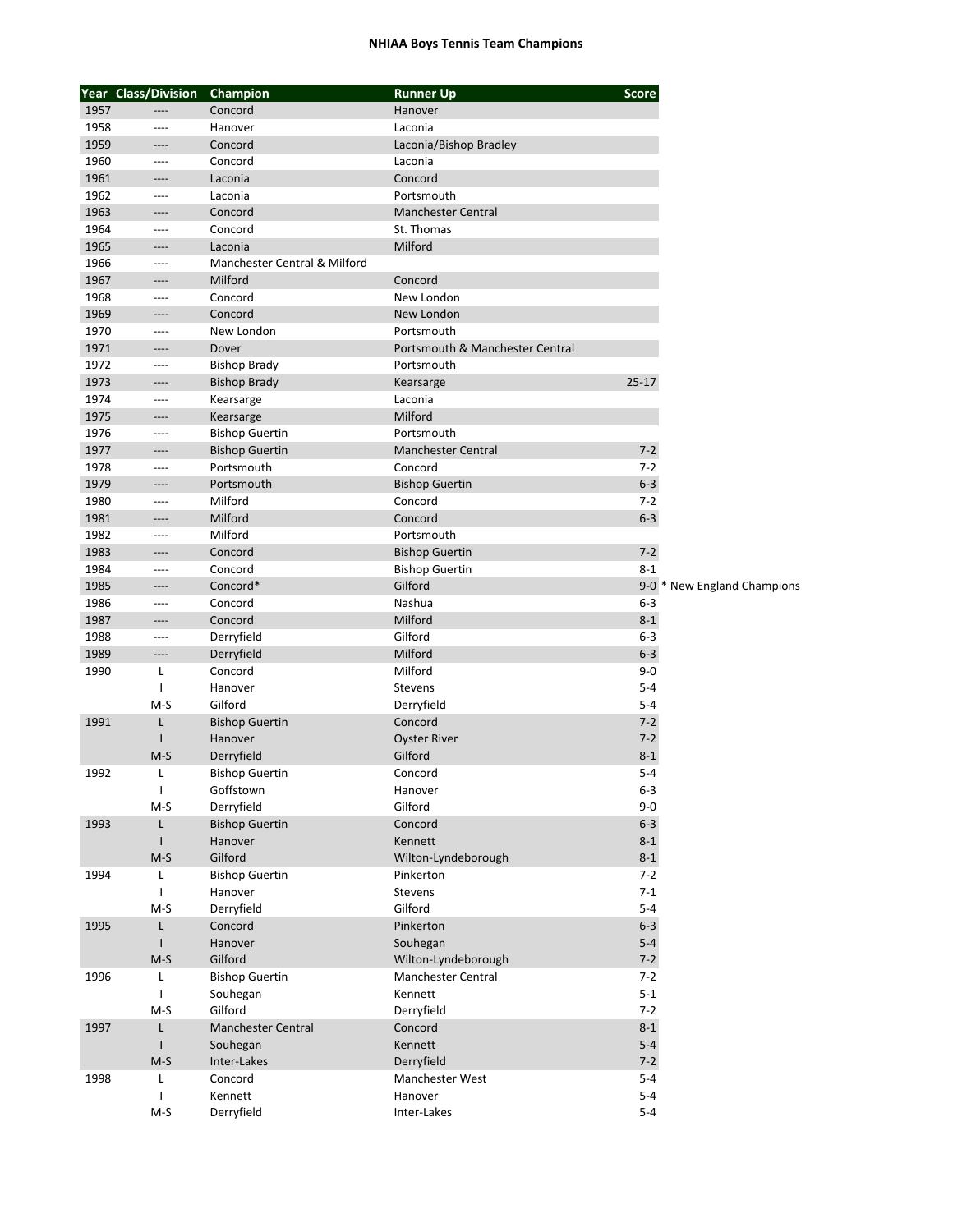# NHIAA Boys Tennis Team Champions

| Year | Class/Division | Champion | Runner Up | Score | |
|---|---|---|---|---|---|
| 1957 | ---- | Concord | Hanover | | |
| 1958 | ---- | Hanover | Laconia | | |
| 1959 | ---- | Concord | Laconia/Bishop Bradley | | |
| 1960 | ---- | Concord | Laconia | | |
| 1961 | ---- | Laconia | Concord | | |
| 1962 | ---- | Laconia | Portsmouth | | |
| 1963 | ---- | Concord | Manchester Central | | |
| 1964 | ---- | Concord | St. Thomas | | |
| 1965 | ---- | Laconia | Milford | | |
| 1966 | ---- | Manchester Central & Milford | | | |
| 1967 | ---- | Milford | Concord | | |
| 1968 | ---- | Concord | New London | | |
| 1969 | ---- | Concord | New London | | |
| 1970 | ---- | New London | Portsmouth | | |
| 1971 | ---- | Dover | Portsmouth & Manchester Central | | |
| 1972 | ---- | Bishop Brady | Portsmouth | | |
| 1973 | ---- | Bishop Brady | Kearsarge | 25-17 | |
| 1974 | ---- | Kearsarge | Laconia | | |
| 1975 | ---- | Kearsarge | Milford | | |
| 1976 | ---- | Bishop Guertin | Portsmouth | | |
| 1977 | ---- | Bishop Guertin | Manchester Central | 7-2 | |
| 1978 | ---- | Portsmouth | Concord | 7-2 | |
| 1979 | ---- | Portsmouth | Bishop Guertin | 6-3 | |
| 1980 | ---- | Milford | Concord | 7-2 | |
| 1981 | ---- | Milford | Concord | 6-3 | |
| 1982 | ---- | Milford | Portsmouth | | |
| 1983 | ---- | Concord | Bishop Guertin | 7-2 | |
| 1984 | ---- | Concord | Bishop Guertin | 8-1 | |
| 1985 | ---- | Concord* | Gilford | 9-0 | * New England Champions |
| 1986 | ---- | Concord | Nashua | 6-3 | |
| 1987 | ---- | Concord | Milford | 8-1 | |
| 1988 | ---- | Derryfield | Gilford | 6-3 | |
| 1989 | ---- | Derryfield | Milford | 6-3 | |
| 1990 | L | Concord | Milford | 9-0 | |
| | I | Hanover | Stevens | 5-4 | |
| | M-S | Gilford | Derryfield | 5-4 | |
| 1991 | L | Bishop Guertin | Concord | 7-2 | |
| | I | Hanover | Oyster River | 7-2 | |
| | M-S | Derryfield | Gilford | 8-1 | |
| 1992 | L | Bishop Guertin | Concord | 5-4 | |
| | I | Goffstown | Hanover | 6-3 | |
| | M-S | Derryfield | Gilford | 9-0 | |
| 1993 | L | Bishop Guertin | Concord | 6-3 | |
| | I | Hanover | Kennett | 8-1 | |
| | M-S | Gilford | Wilton-Lyndeborough | 8-1 | |
| 1994 | L | Bishop Guertin | Pinkerton | 7-2 | |
| | I | Hanover | Stevens | 7-1 | |
| | M-S | Derryfield | Gilford | 5-4 | |
| 1995 | L | Concord | Pinkerton | 6-3 | |
| | I | Hanover | Souhegan | 5-4 | |
| | M-S | Gilford | Wilton-Lyndeborough | 7-2 | |
| 1996 | L | Bishop Guertin | Manchester Central | 7-2 | |
| | I | Souhegan | Kennett | 5-1 | |
| | M-S | Gilford | Derryfield | 7-2 | |
| 1997 | L | Manchester Central | Concord | 8-1 | |
| | I | Souhegan | Kennett | 5-4 | |
| | M-S | Inter-Lakes | Derryfield | 7-2 | |
| 1998 | L | Concord | Manchester West | 5-4 | |
| | I | Kennett | Hanover | 5-4 | |
| | M-S | Derryfield | Inter-Lakes | 5-4 | |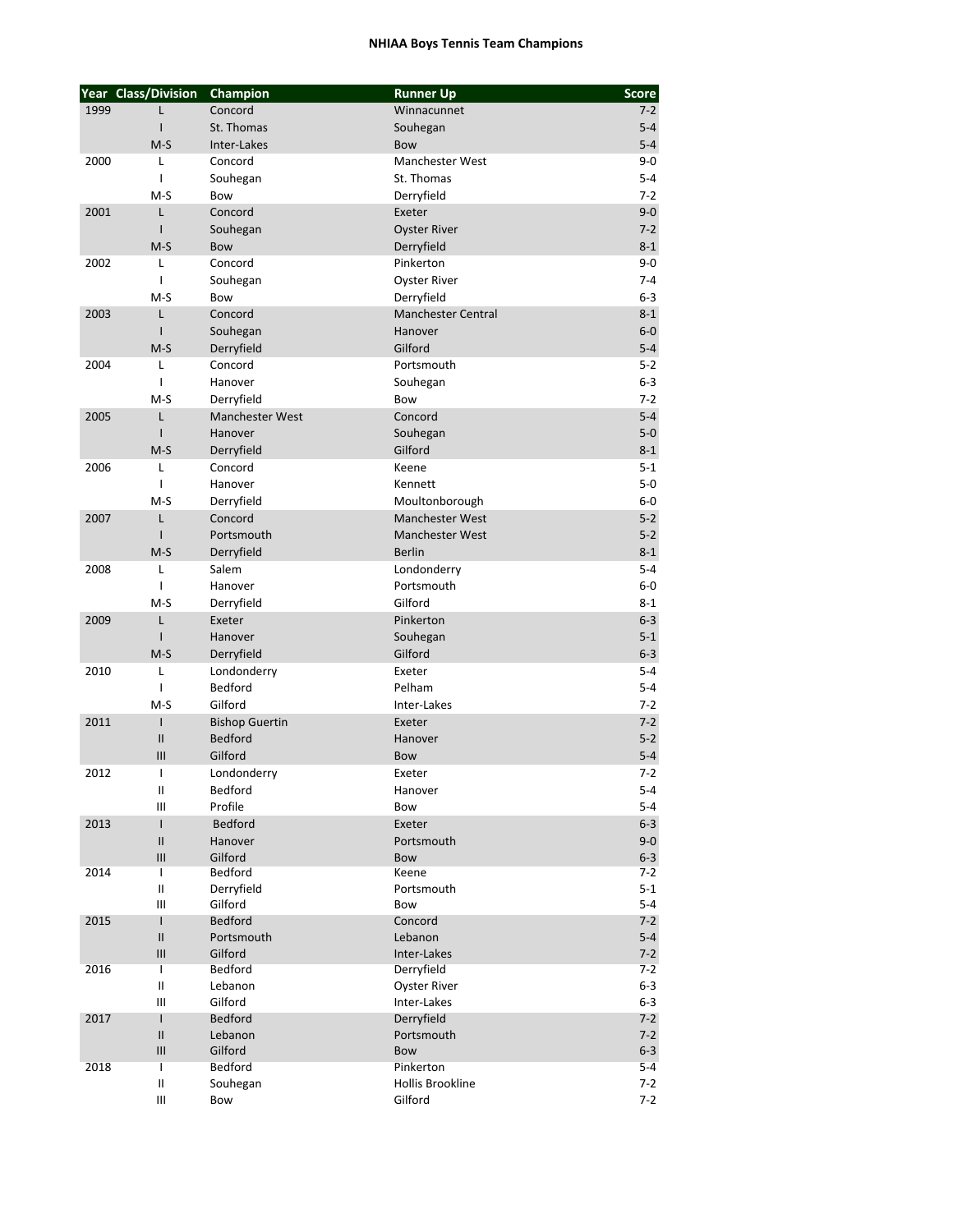**NHIAA Boys Tennis Team Champions**

| Year | Class/Division | Champion | Runner Up | Score |
|---|---|---|---|---|
| 1999 | L | Concord | Winnacunnet | 7-2 |
| | I | St. Thomas | Souhegan | 5-4 |
| | M-S | Inter-Lakes | Bow | 5-4 |
| 2000 | L | Concord | Manchester West | 9-0 |
| | I | Souhegan | St. Thomas | 5-4 |
| | M-S | Bow | Derryfield | 7-2 |
| 2001 | L | Concord | Exeter | 9-0 |
| | I | Souhegan | Oyster River | 7-2 |
| | M-S | Bow | Derryfield | 8-1 |
| 2002 | L | Concord | Pinkerton | 9-0 |
| | I | Souhegan | Oyster River | 7-4 |
| | M-S | Bow | Derryfield | 6-3 |
| 2003 | L | Concord | Manchester Central | 8-1 |
| | I | Souhegan | Hanover | 6-0 |
| | M-S | Derryfield | Gilford | 5-4 |
| 2004 | L | Concord | Portsmouth | 5-2 |
| | I | Hanover | Souhegan | 6-3 |
| | M-S | Derryfield | Bow | 7-2 |
| 2005 | L | Manchester West | Concord | 5-4 |
| | I | Hanover | Souhegan | 5-0 |
| | M-S | Derryfield | Gilford | 8-1 |
| 2006 | L | Concord | Keene | 5-1 |
| | I | Hanover | Kennett | 5-0 |
| | M-S | Derryfield | Moultonborough | 6-0 |
| 2007 | L | Concord | Manchester West | 5-2 |
| | I | Portsmouth | Manchester West | 5-2 |
| | M-S | Derryfield | Berlin | 8-1 |
| 2008 | L | Salem | Londonderry | 5-4 |
| | I | Hanover | Portsmouth | 6-0 |
| | M-S | Derryfield | Gilford | 8-1 |
| 2009 | L | Exeter | Pinkerton | 6-3 |
| | I | Hanover | Souhegan | 5-1 |
| | M-S | Derryfield | Gilford | 6-3 |
| 2010 | L | Londonderry | Exeter | 5-4 |
| | I | Bedford | Pelham | 5-4 |
| | M-S | Gilford | Inter-Lakes | 7-2 |
| 2011 | I | Bishop Guertin | Exeter | 7-2 |
| | II | Bedford | Hanover | 5-2 |
| | III | Gilford | Bow | 5-4 |
| 2012 | I | Londonderry | Exeter | 7-2 |
| | II | Bedford | Hanover | 5-4 |
| | III | Profile | Bow | 5-4 |
| 2013 | I | Bedford | Exeter | 6-3 |
| | II | Hanover | Portsmouth | 9-0 |
| | III | Gilford | Bow | 6-3 |
| 2014 | I | Bedford | Keene | 7-2 |
| | II | Derryfield | Portsmouth | 5-1 |
| | III | Gilford | Bow | 5-4 |
| 2015 | I | Bedford | Concord | 7-2 |
| | II | Portsmouth | Lebanon | 5-4 |
| | III | Gilford | Inter-Lakes | 7-2 |
| 2016 | I | Bedford | Derryfield | 7-2 |
| | II | Lebanon | Oyster River | 6-3 |
| | III | Gilford | Inter-Lakes | 6-3 |
| 2017 | I | Bedford | Derryfield | 7-2 |
| | II | Lebanon | Portsmouth | 7-2 |
| | III | Gilford | Bow | 6-3 |
| 2018 | I | Bedford | Pinkerton | 5-4 |
| | II | Souhegan | Hollis Brookline | 7-2 |
| | III | Bow | Gilford | 7-2 |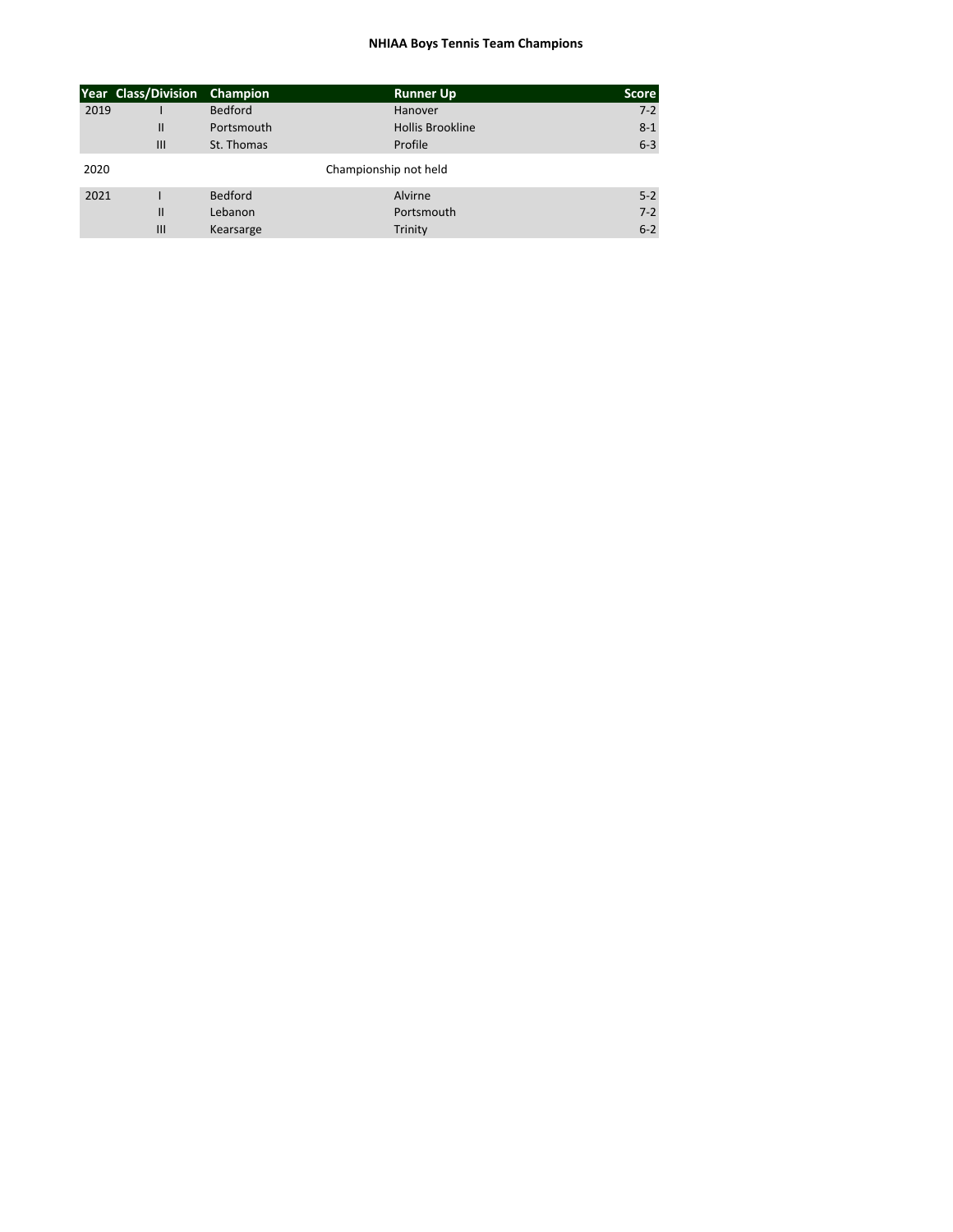**NHIAA Boys Tennis Team Champions**

| Year | Class/Division | Champion | Runner Up | Score |
|---|---|---|---|---|
| 2019 | I | Bedford | Hanover | 7-2 |
| | II | Portsmouth | Hollis Brookline | 8-1 |
| | III | St. Thomas | Profile | 6-3 |
| 2020 | | Championship not held | | |
| 2021 | I | Bedford | Alvirne | 5-2 |
| | II | Lebanon | Portsmouth | 7-2 |
| | III | Kearsarge | Trinity | 6-2 |